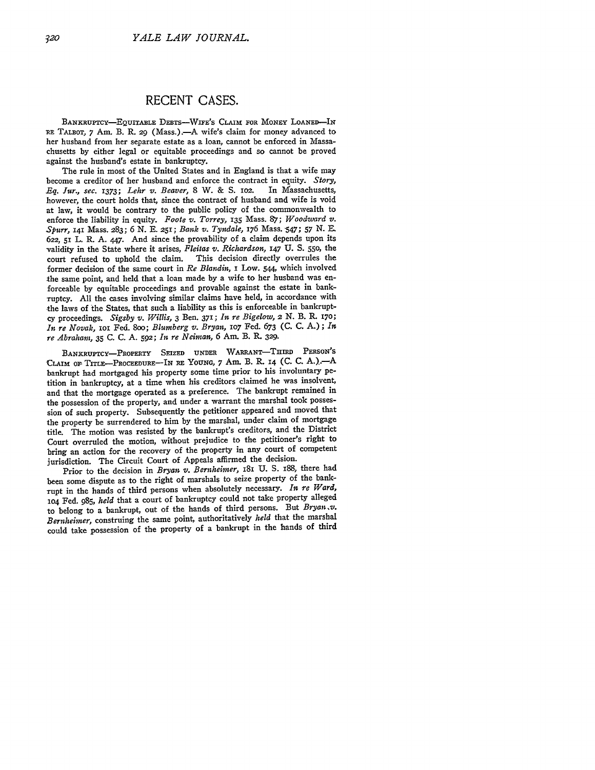## RECENT CASES.

BANKRUPTCY—EQUITABLE DEBTS—WIFE'S CLAIM FOR MONEY LOANED—IN RE TALBOT, 7 Am. B. R. 29 (Mass.).—A wife's claim for money advanced to her husband from her separate estate as a loan, cannot be enforced in Massachusetts by either legal or equitable proceedings and so cannot be proved against the husband's estate in bankruptcy.

The rule in most of the United States and in England is that a wife may become a creditor of her husband and enforce the contract in equity. *Story, Eq. Jur., sec.* 1373; *Lehr v. Beaver,* 8 W. & S. 102. In Massachusetts, however, the court holds that, since the contract of husband and wife is void at law, it would be contrary to the public policy of the commonwealth to enforce the liability in equity. *Foote v. Torrey,* 135 Mass. 87; *Woodward v. Spurr,* 141 Mass. 283; 6 N. E. 251; *Bank v. Tyndale,* 176 Mass. 547; 57 N. E. 622, 51 L. R. A. 447. And since the provability of a claim depends upon its validity in the State where it arises, *Fleitas v. Richardson,* 147 U. S. 550, the court refused to uphold the claim. This decision directly overrules the former decision of the same court in *Re Blandin,* 1 Low. 544, which involved the same point, and held that a loan made by a wife to her husband was enforceable by equitable proceedings and provable against the estate in bankruptcy. All the cases involving similar claims have held, in accordance with the laws of the States, that such a liability as this is enforceable in bankruptcy proceedings. *Sigsby v. Willis,* 3 Ben. 371; *In re Bigelow,* 2 N. B. R. 170; *In re Novak,* 101 Fed. 800; *Blumberg v. Bryan,* 107 Fed. 673 (C. C. A.); *In re Abraham,* 35 C. C. A. 592; *In re Neiman,* 6 Am. B. R. 329.

BANKRUPTCY—PROPERTY SEIZED UNDER WARRANT—THIRD PERSON'S CLAIM OF TITLE—PROCEDURE—IN RE YOUNG, 7 Am. B. R. 14 (C. C. A.).—A bankrupt had mortgaged his property some time prior to his involuntary petition in bankruptcy, at a time when his creditors claimed he was insolvent, and that the mortgage operated as a preference. The bankrupt remained in the possession of the property, and under a warrant the marshal took possession of such property. Subsequently the petitioner appeared and moved that the property be surrendered to him by the marshal, under claim of mortgage title. The motion was resisted by the bankrupt's creditors, and the District Court overruled the motion, without prejudice to the petitioner's right to bring an action for the recovery of the property in any court of competent jurisdiction. The Circuit Court of Appeals affirmed the decision.

Prior to the decision in *Bryan v. Bernheimer,* 181 U. S. 188, there had been some dispute as to the right of marshals to seize property of the bankrupt in the hands of third persons when absolutely necessary. *In re Ward,* 104 Fed. 985, *held* that a court of bankruptcy could not take property alleged to belong to a bankrupt, out of the hands of third persons. But *Bryan v. Bernheimer,* construing the same point, authoritatively *held* that the marshal could take possession of the property of a bankrupt in the hands of third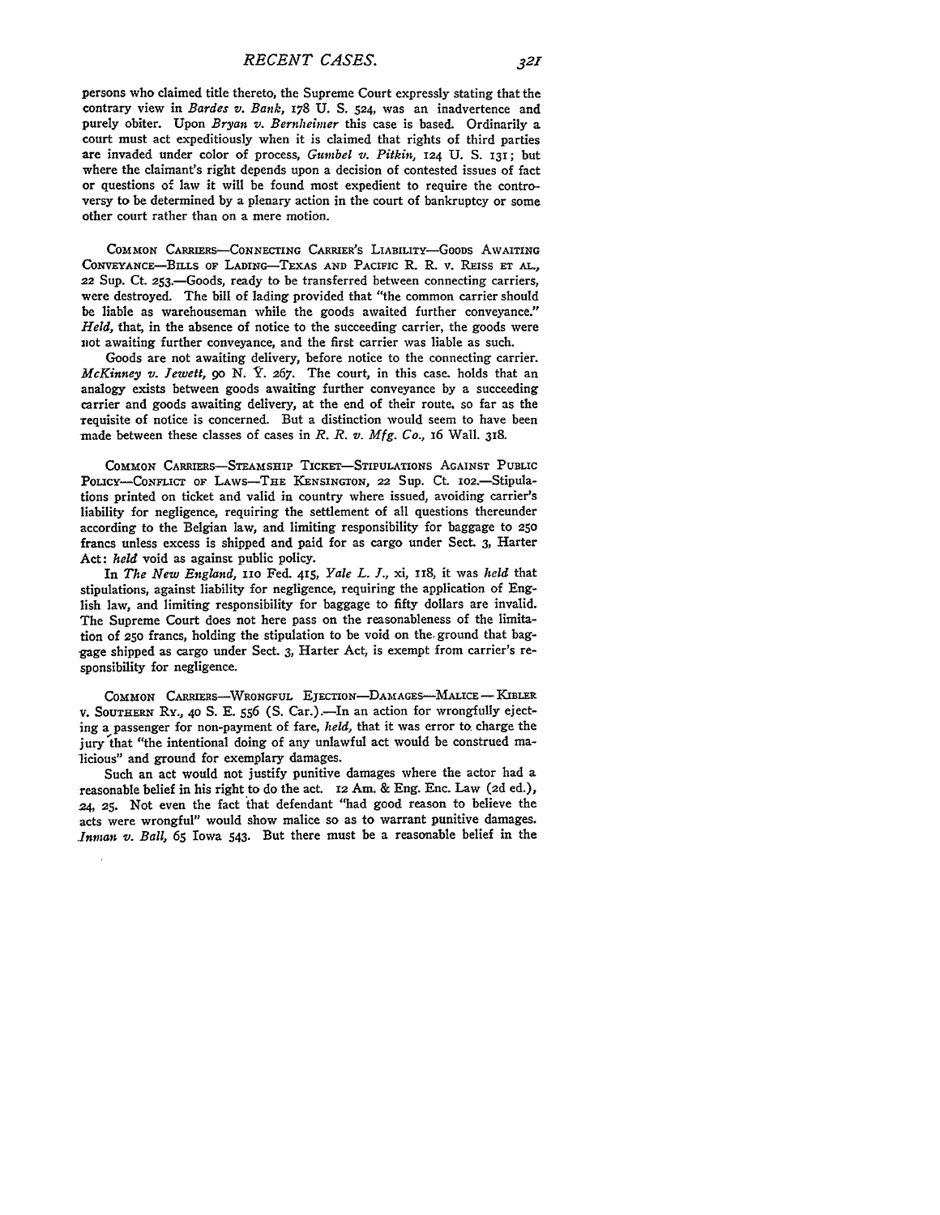persons who claimed title thereto, the Supreme Court expressly stating that the contrary view in *Bardes v. Bank*, 178 U. S. 524, was an inadvertence and purely obiter. Upon *Bryan v. Bernheimer* this case is based. Ordinarily a court must act expeditiously when it is claimed that rights of third parties are invaded under color of process, *Gumbel v. Pitkin*, 124 U. S. 131; but where the claimant's right depends upon a decision of contested issues of fact or questions of law it will be found most expedient to require the controversy to be determined by a plenary action in the court of bankruptcy or some other court rather than on a mere motion.

COMMON CARRIERS—CONNECTING CARRIER'S LIABILITY—GOODS AWAITING CONVEYANCE—BILLS OF LADING—TEXAS AND PACIFIC R. R. v. REISS ET AL., 22 Sup. Ct. 253.—Goods, ready to be transferred between connecting carriers, were destroyed. The bill of lading provided that "the common carrier should be liable as warehouseman while the goods awaited further conveyance." *Held*, that, in the absence of notice to the succeeding carrier, the goods were not awaiting further conveyance, and the first carrier was liable as such.

Goods are not awaiting delivery, before notice to the connecting carrier. *McKinney v. Jewett*, 90 N. Y. 267. The court, in this case, holds that an analogy exists between goods awaiting further conveyance by a succeeding carrier and goods awaiting delivery, at the end of their route, so far as the requisite of notice is concerned. But a distinction would seem to have been made between these classes of cases in *R. R. v. Mfg. Co.*, 16 Wall. 318.

COMMON CARRIERS—STEAMSHIP TICKET—STIPULATIONS AGAINST PUBLIC POLICY—CONFLICT OF LAWS—THE KENSINGTON, 22 Sup. Ct. 102.—Stipulations printed on ticket and valid in country where issued, avoiding carrier's liability for negligence, requiring the settlement of all questions thereunder according to the Belgian law, and limiting responsibility for baggage to 250 francs unless excess is shipped and paid for as cargo under Sect. 3, Harter Act: *held* void as against public policy.

In *The New England*, 110 Fed. 415, *Yale L. J.*, xi, 118, it was *held* that stipulations, against liability for negligence, requiring the application of English law, and limiting responsibility for baggage to fifty dollars are invalid. The Supreme Court does not here pass on the reasonableness of the limitation of 250 francs, holding the stipulation to be void on the ground that baggage shipped as cargo under Sect. 3, Harter Act, is exempt from carrier's responsibility for negligence.

COMMON CARRIERS—WRONGFUL EJECTION—DAMAGES—MALICE—KIBLER v. SOUTHERN RY., 40 S. E. 556 (S. Car.).—In an action for wrongfully ejecting a passenger for non-payment of fare, *held*, that it was error to charge the jury that "the intentional doing of any unlawful act would be construed malicious" and ground for exemplary damages.

Such an act would not justify punitive damages where the actor had a reasonable belief in his right to do the act. 12 Am. & Eng. Enc. Law (2d ed.), 24, 25. Not even the fact that defendant "had good reason to believe the acts were wrongful" would show malice so as to warrant punitive damages. *Inman v. Ball*, 65 Iowa 543. But there must be a reasonable belief in the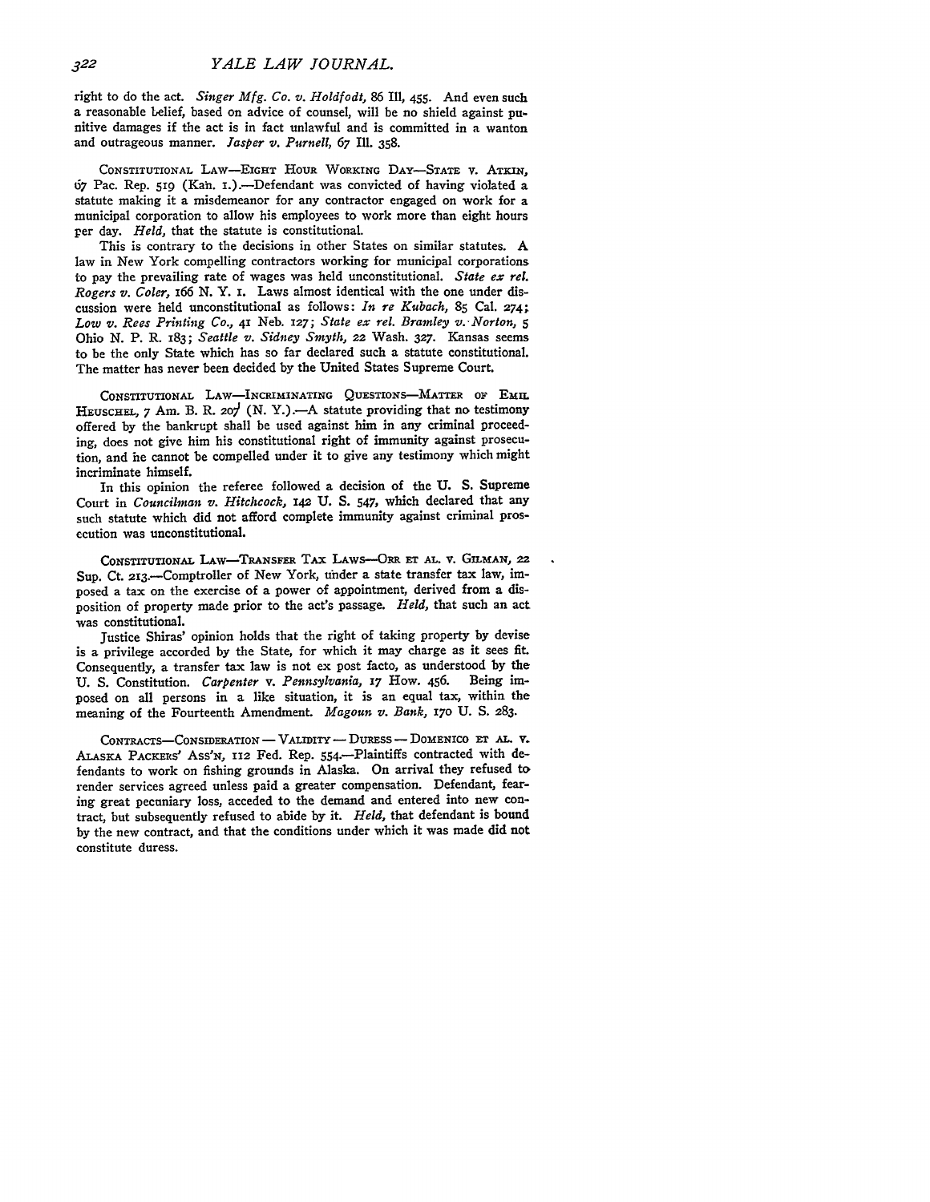right to do the act. *Singer Mfg. Co. v. Holdfodt,* 86 Ill, 455. And even such a reasonable belief, based on advice of counsel, will be no shield against punitive damages if the act is in fact unlawful and is committed in a wanton and outrageous manner. *Jasper v. Purnell,* 67 Ill. 358.

CONSTITUTIONAL LAW—EIGHT HOUR WORKING DAY—STATE V. ATKIN, 67 Pac. Rep. 519 (Kan. 1.).—Defendant was convicted of having violated a statute making it a misdemeanor for any contractor engaged on work for a municipal corporation to allow his employees to work more than eight hours per day. *Held,* that the statute is constitutional.

This is contrary to the decisions in other States on similar statutes. A law in New York compelling contractors working for municipal corporations to pay the prevailing rate of wages was held unconstitutional. *State ex rel. Rogers v. Coler,* 166 N. Y. 1. Laws almost identical with the one under discussion were held unconstitutional as follows: *In re Kubach,* 85 Cal. 274; *Low v. Rees Printing Co.,* 41 Neb. 127; *State ex rel. Bramley v. Norton,* 5 Ohio N. P. R. 183; *Seattle v. Sidney Smyth,* 22 Wash. 327. Kansas seems to be the only State which has so far declared such a statute constitutional. The matter has never been decided by the United States Supreme Court.

CONSTITUTIONAL LAW—INCRIMINATING QUESTIONS—MATTER OF EMIL HEUSCHEL, 7 Am. B. R. 207 (N. Y.).—A statute providing that no testimony offered by the bankrupt shall be used against him in any criminal proceeding, does not give him his constitutional right of immunity against prosecution, and he cannot be compelled under it to give any testimony which might incriminate himself.

In this opinion the referee followed a decision of the U. S. Supreme Court in *Councilman v. Hitchcock,* 142 U. S. 547, which declared that any such statute which did not afford complete immunity against criminal prosecution was unconstitutional.

CONSTITUTIONAL LAW—TRANSFER TAX LAWS—ORR ET AL. V. GILMAN, 22 Sup. Ct. 213.—Comptroller of New York, under a state transfer tax law, imposed a tax on the exercise of a power of appointment, derived from a disposition of property made prior to the act's passage. *Held,* that such an act was constitutional.

Justice Shiras' opinion holds that the right of taking property by devise is a privilege accorded by the State, for which it may charge as it sees fit. Consequently, a transfer tax law is not ex post facto, as understood by the U. S. Constitution. *Carpenter v. Pennsylvania,* 17 How. 456. Being imposed on all persons in a like situation, it is an equal tax, within the meaning of the Fourteenth Amendment. *Magoun v. Bank,* 170 U. S. 283.

CONTRACTS—CONSIDERATION — VALIDITY — DURESS — DOMENICO ET AL. V. ALASKA PACKERS' ASS'N, 112 Fed. Rep. 554.—Plaintiffs contracted with defendants to work on fishing grounds in Alaska. On arrival they refused to render services agreed unless paid a greater compensation. Defendant, fearing great pecuniary loss, acceded to the demand and entered into new contract, but subsequently refused to abide by it. *Held,* that defendant is bound by the new contract, and that the conditions under which it was made did not constitute duress.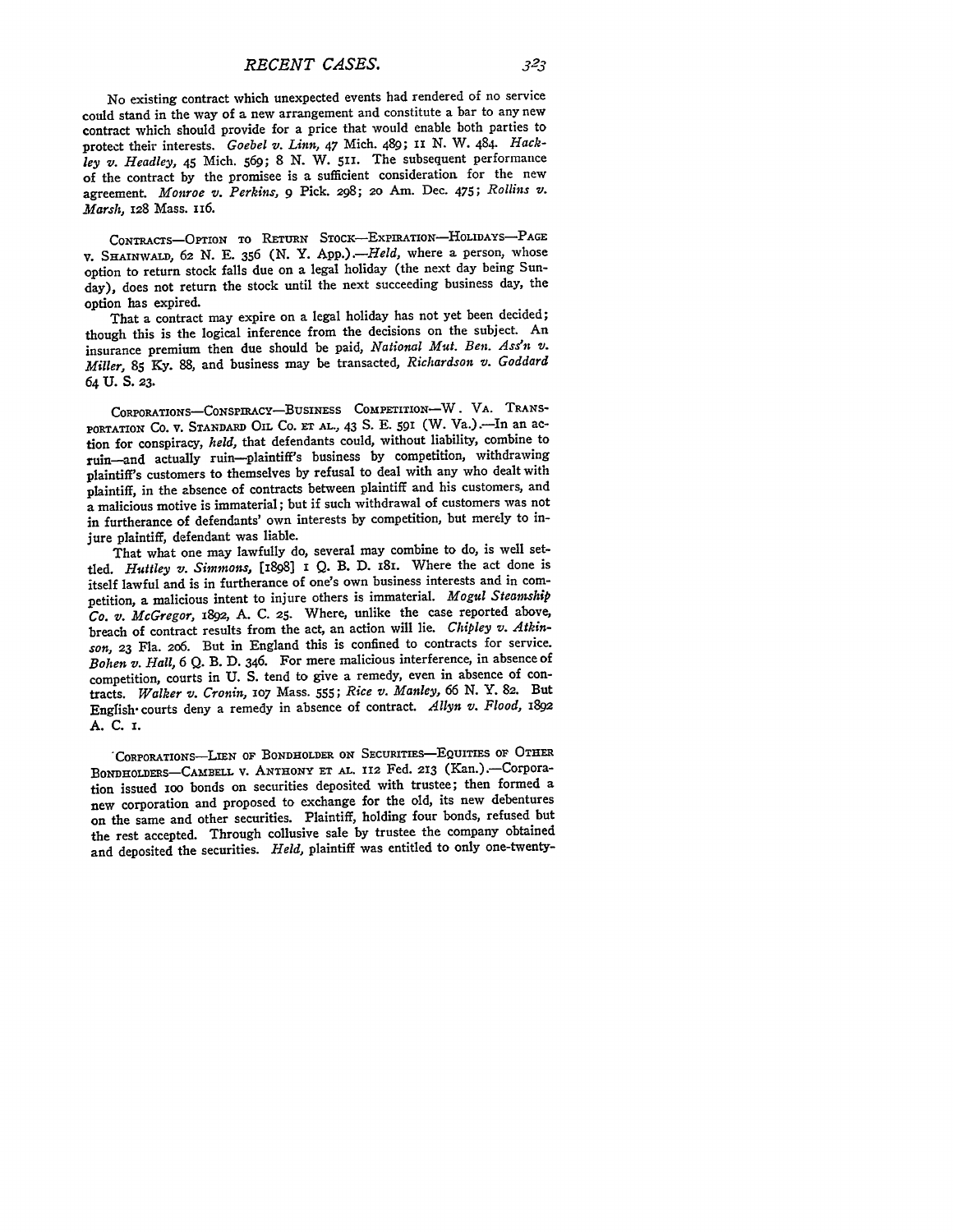No existing contract which unexpected events had rendered of no service could stand in the way of a new arrangement and constitute a bar to any new contract which should provide for a price that would enable both parties to protect their interests. *Goebel v. Linn*, 47 Mich. 489; 11 N. W. 484. *Hackley v. Headley*, 45 Mich. 569; 8 N. W. 511. The subsequent performance of the contract by the promisee is a sufficient consideration for the new agreement. *Monroe v. Perkins*, 9 Pick. 298; 20 Am. Dec. 475; *Rollins v. Marsh*, 128 Mass. 116.

CONTRACTS—OPTION TO RETURN STOCK—EXPIRATION—HOLIDAYS—PAGE v. SHAINWALD, 62 N. E. 356 (N. Y. App.).—*Held*, where a person, whose option to return stock falls due on a legal holiday (the next day being Sunday), does not return the stock until the next succeeding business day, the option has expired.

That a contract may expire on a legal holiday has not yet been decided; though this is the logical inference from the decisions on the subject. An insurance premium then due should be paid, *National Mut. Ben. Ass'n v. Miller*, 85 Ky. 88, and business may be transacted, *Richardson v. Goddard* 64 U. S. 23.

CORPORATIONS—CONSPIRACY—BUSINESS COMPETITION—W. VA. TRANSPORTATION CO. v. STANDARD OIL CO. ET AL., 43 S. E. 591 (W. Va.).—In an action for conspiracy, *held*, that defendants could, without liability, combine to ruin—and actually ruin—plaintiff's business by competition, withdrawing plaintiff's customers to themselves by refusal to deal with any who dealt with plaintiff, in the absence of contracts between plaintiff and his customers, and a malicious motive is immaterial; but if such withdrawal of customers was not in furtherance of defendants' own interests by competition, but merely to injure plaintiff, defendant was liable.

That what one may lawfully do, several may combine to do, is well settled. *Huttley v. Simmons*, [1898] 1 Q. B. D. 181. Where the act done is itself lawful and is in furtherance of one's own business interests and in competition, a malicious intent to injure others is immaterial. *Mogul Steamship Co. v. McGregor*, 1892, A. C. 25. Where, unlike the case reported above, breach of contract results from the act, an action will lie. *Chipley v. Atkinson*, 23 Fla. 206. But in England this is confined to contracts for service. *Bohen v. Hall*, 6 Q. B. D. 346. For mere malicious interference, in absence of competition, courts in U. S. tend to give a remedy, even in absence of contracts. *Walker v. Cronin*, 107 Mass. 555; *Rice v. Manley*, 66 N. Y. 82. But English courts deny a remedy in absence of contract. *Allyn v. Flood*, 1892 A. C. 1.

CORPORATIONS—LIEN OF BONDHOLDER ON SECURITIES—EQUITIES OF OTHER BONDHOLDERS—CAMBELL v. ANTHONY ET AL. 112 Fed. 213 (Kan.).—Corporation issued 100 bonds on securities deposited with trustee; then formed a new corporation and proposed to exchange for the old, its new debentures on the same and other securities. Plaintiff, holding four bonds, refused but the rest accepted. Through collusive sale by trustee the company obtained and deposited the securities. *Held*, plaintiff was entitled to only one-twenty-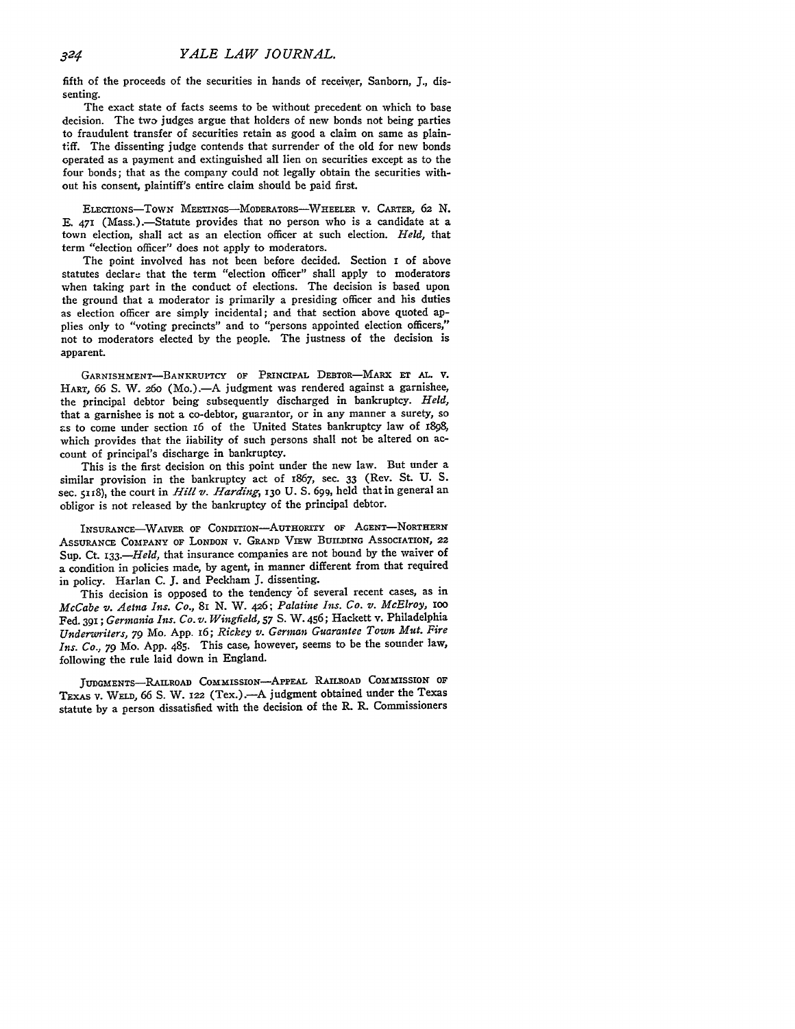fifth of the proceeds of the securities in hands of receiver, Sanborn, J., dissenting.

The exact state of facts seems to be without precedent on which to base decision. The two judges argue that holders of new bonds not being parties to fraudulent transfer of securities retain as good a claim on same as plaintiff. The dissenting judge contends that surrender of the old for new bonds operated as a payment and extinguished all lien on securities except as to the four bonds; that as the company could not legally obtain the securities without his consent, plaintiff's entire claim should be paid first.

ELECTIONS—TOWN MEETINGS—MODERATORS—WHEELER v. CARTER, 62 N. E. 471 (Mass.).—Statute provides that no person who is a candidate at a town election, shall act as an election officer at such election. *Held,* that term "election officer" does not apply to moderators.

The point involved has not been before decided. Section 1 of above statutes declare that the term "election officer" shall apply to moderators when taking part in the conduct of elections. The decision is based upon the ground that a moderator is primarily a presiding officer and his duties as election officer are simply incidental; and that section above quoted applies only to "voting precincts" and to "persons appointed election officers," not to moderators elected by the people. The justness of the decision is apparent.

GARNISHMENT—BANKRUPTCY OF PRINCIPAL DEBTOR—MARX ET AL. v. HART, 66 S. W. 260 (Mo.).—A judgment was rendered against a garnishee, the principal debtor being subsequently discharged in bankruptcy. *Held,* that a garnishee is not a co-debtor, guarantor, or in any manner a surety, so as to come under section 16 of the United States bankruptcy law of 1898, which provides that the liability of such persons shall not be altered on account of principal's discharge in bankruptcy.

This is the first decision on this point under the new law. But under a similar provision in the bankruptcy act of 1867, sec. 33 (Rev. St. U. S. sec. 5118), the court in *Hill v. Harding,* 130 U. S. 699, held that in general an obligor is not released by the bankruptcy of the principal debtor.

INSURANCE—WAIVER OF CONDITION—AUTHORITY OF AGENT—NORTHERN ASSURANCE COMPANY OF LONDON v. GRAND VIEW BUILDING ASSOCIATION, 22 Sup. Ct. 133.—*Held,* that insurance companies are not bound by the waiver of a condition in policies made, by agent, in manner different from that required in policy. Harlan C. J. and Peckham J. dissenting.

This decision is opposed to the tendency of several recent cases, as in *McCabe v. Aetna Ins. Co.,* 81 N. W. 426; *Palatine Ins. Co. v. McElroy,* 100 Fed. 391; *Germania Ins. Co. v. Wingfield,* 57 S. W. 456; Hackett v. Philadelphia *Underwriters,* 79 Mo. App. 16; *Rickey v. German Guarantee Town Mut. Fire Ins. Co.,* 79 Mo. App. 485. This case, however, seems to be the sounder law, following the rule laid down in England.

JUDGMENTS—RAILROAD COMMISSION—APPEAL RAILROAD COMMISSION OF TEXAS v. WELD, 66 S. W. 122 (Tex.).—A judgment obtained under the Texas statute by a person dissatisfied with the decision of the R. R. Commissioners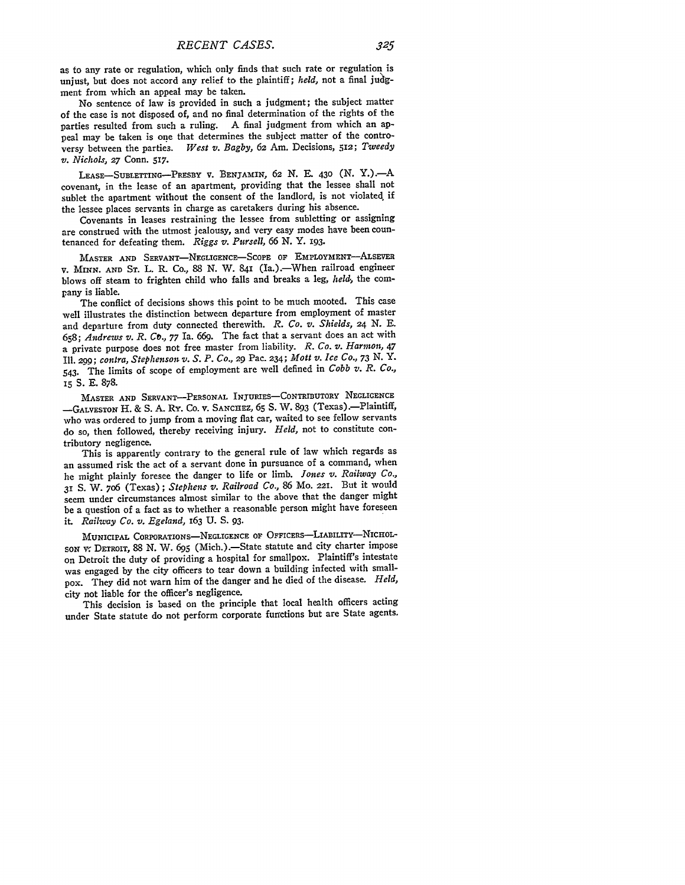as to any rate or regulation, which only finds that such rate or regulation is unjust, but does not accord any relief to the plaintiff; *held*, not a final judgment from which an appeal may be taken.

No sentence of law is provided in such a judgment; the subject matter of the case is not disposed of, and no final determination of the rights of the parties resulted from such a ruling. A final judgment from which an appeal may be taken is one that determines the subject matter of the controversy between the parties. *West v. Bagby*, 62 Am. Decisions, 512; *Tweedy v. Nichols*, 27 Conn. 517.

LEASE—SUBLETTING—PRESBY v. BENJAMIN, 62 N. E. 430 (N. Y.).—A covenant, in the lease of an apartment, providing that the lessee shall not sublet the apartment without the consent of the landlord, is not violated if the lessee places servants in charge as caretakers during his absence.

Covenants in leases restraining the lessee from subletting or assigning are construed with the utmost jealousy, and very easy modes have been countenanced for defeating them. *Riggs v. Pursell*, 66 N. Y. 193.

MASTER AND SERVANT—NEGLIGENCE—SCOPE OF EMPLOYMENT—ALSEVER v. MINN. AND ST. L. R. CO., 88 N. W. 841 (Ia.).—When railroad engineer blows off steam to frighten child who falls and breaks a leg, *held*, the company is liable.

The conflict of decisions shows this point to be much mooted. This case well illustrates the distinction between departure from employment of master and departure from duty connected therewith. *R. Co. v. Shields*, 24 N. E. 658; *Andrews v. R. Co.*, 77 Ia. 669. The fact that a servant does an act with a private purpose does not free master from liability. *R. Co. v. Harmon*, 47 Ill. 299; *contra, Stephenson v. S. P. Co.*, 29 Pac. 234; *Mott v. Ice Co.*, 73 N. Y. 543. The limits of scope of employment are well defined in *Cobb v. R. Co.*, 15 S. E. 878.

MASTER AND SERVANT—PERSONAL INJURIES—CONTRIBUTORY NEGLIGENCE—GALVESTON H. & S. A. RY. CO. v. SANCHEZ, 65 S. W. 893 (Texas).—Plaintiff, who was ordered to jump from a moving flat car, waited to see fellow servants do so, then followed, thereby receiving injury. *Held*, not to constitute contributory negligence.

This is apparently contrary to the general rule of law which regards as an assumed risk the act of a servant done in pursuance of a command, when he might plainly foresee the danger to life or limb. *Jones v. Railway Co.*, 31 S. W. 706 (Texas); *Stephens v. Railroad Co.*, 86 Mo. 221. But it would seem under circumstances almost similar to the above that the danger might be a question of a fact as to whether a reasonable person might have foreseen it. *Railway Co. v. Egeland*, 163 U. S. 93.

MUNICIPAL CORPORATIONS—NEGLIGENCE OF OFFICERS—LIABILITY—NICHOLSON v. DETROIT, 88 N. W. 695 (Mich.).—State statute and city charter impose on Detroit the duty of providing a hospital for smallpox. Plaintiff's intestate was engaged by the city officers to tear down a building infected with smallpox. They did not warn him of the danger and he died of the disease. *Held*, city not liable for the officer's negligence.

This decision is based on the principle that local health officers acting under State statute do not perform corporate functions but are State agents.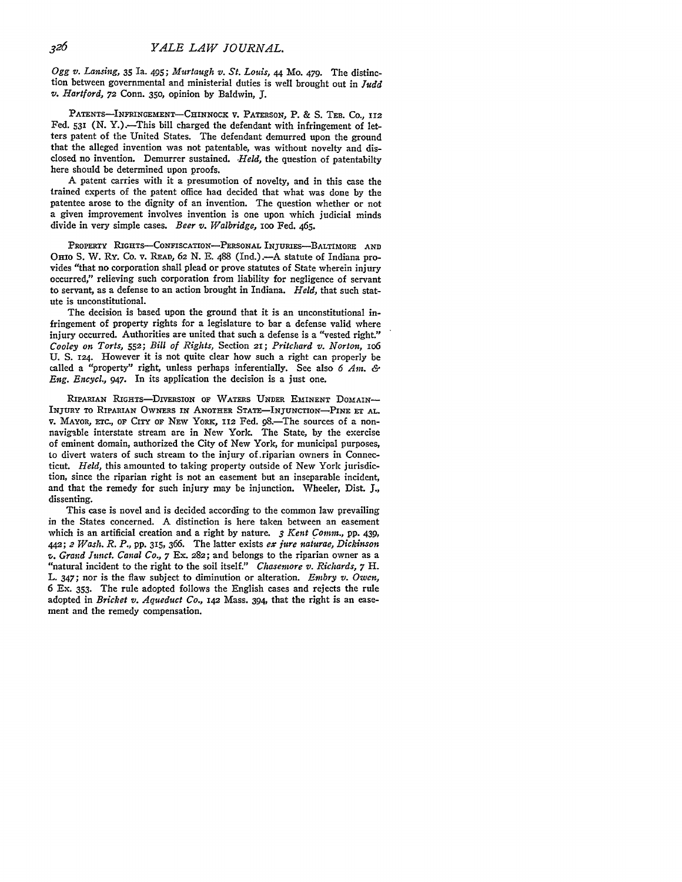*Ogg v. Lansing*, 35 Ia. 495; *Murtaugh v. St. Louis*, 44 Mo. 479. The distinction between governmental and ministerial duties is well brought out in *Judd v. Hartford*, 72 Conn. 350, opinion by Baldwin, J.

PATENTS—INFRINGEMENT—CHINNOCK v. PATERSON, P. & S. TEB. CO., 112 Fed. 531 (N. Y.).—This bill charged the defendant with infringement of letters patent of the United States. The defendant demurred upon the ground that the alleged invention was not patentable, was without novelty and disclosed no invention. Demurrer sustained. *Held*, the question of patentabilty here should be determined upon proofs.

A patent carries with it a presumption of novelty, and in this case the trained experts of the patent office had decided that what was done by the patentee arose to the dignity of an invention. The question whether or not a given improvement involves invention is one upon which judicial minds divide in very simple cases. *Beer v. Walbridge*, 100 Fed. 465.

PROPERTY RIGHTS—CONFISCATION—PERSONAL INJURIES—BALTIMORE AND OHIO S. W. RY. CO. v. READ, 62 N. E. 488 (Ind.).—A statute of Indiana provides "that no corporation shall plead or prove statutes of State wherein injury occurred," relieving such corporation from liability for negligence of servant to servant, as a defense to an action brought in Indiana. *Held*, that such statute is unconstitutional.

The decision is based upon the ground that it is an unconstitutional infringement of property rights for a legislature to bar a defense valid where injury occurred. Authorities are united that such a defense is a "vested right." *Cooley on Torts*, 552; *Bill of Rights*, Section 21; *Pritchard v. Norton*, 106 U. S. 124. However it is not quite clear how such a right can properly be called a "property" right, unless perhaps inferentially. See also *6 Am. & Eng. Encycl.*, 947. In its application the decision is a just one.

RIPARIAN RIGHTS—DIVERSION OF WATERS UNDER EMINENT DOMAIN—INJURY TO RIPARIAN OWNERS IN ANOTHER STATE—INJUNCTION—PINE ET AL. v. MAYOR, ETC., OF CITY OF NEW YORK, 112 Fed. 98.—The sources of a non-navigable interstate stream are in New York. The State, by the exercise of eminent domain, authorized the City of New York, for municipal purposes, to divert waters of such stream to the injury of riparian owners in Connecticut. *Held*, this amounted to taking property outside of New York jurisdiction, since the riparian right is not an easement but an inseparable incident, and that the remedy for such injury may be injunction. Wheeler, Dist. J., dissenting.

This case is novel and is decided according to the common law prevailing in the States concerned. A distinction is here taken between an easement which is an artificial creation and a right by nature. *3 Kent Comm.*, pp. 439, 442; *2 Wash. R. P.*, pp. 315, 366. The latter exists *ex jure naturae*, *Dickinson v. Grand Junct. Canal Co.*, 7 Ex. 282; and belongs to the riparian owner as a "natural incident to the right to the soil itself." *Chasemore v. Richards*, 7 H. L. 347; nor is the flaw subject to diminution or alteration. *Embry v. Owen*, 6 Ex. 353. The rule adopted follows the English cases and rejects the rule adopted in *Bricket v. Aqueduct Co.*, 142 Mass. 394, that the right is an easement and the remedy compensation.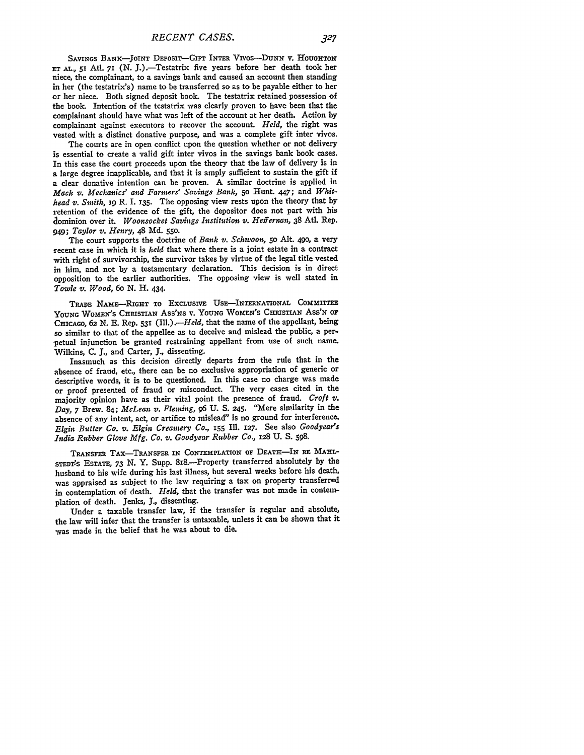SAVINGS BANK—JOINT DEPOSIT—GIFT INTER VIVOS—DUNN V. HOUGHTON ET AL., 51 Atl. 71 (N. J.).—Testatrix five years before her death took her niece, the complainant, to a savings bank and caused an account then standing in her (the testatrix's) name to be transferred so as to be payable either to her or her niece. Both signed deposit book. The testatrix retained possession of the book. Intention of the testatrix was clearly proven to have been that the complainant should have what was left of the account at her death. Action by complainant against executors to recover the account. *Held*, the right was vested with a distinct donative purpose, and was a complete gift inter vivos.

The courts are in open conflict upon the question whether or not delivery is essential to create a valid gift inter vivos in the savings bank book cases. In this case the court proceeds upon the theory that the law of delivery is in a large degree inapplicable, and that it is amply sufficient to sustain the gift if a clear donative intention can be proven. A similar doctrine is applied in *Mack v. Mechanics' and Farmers' Savings Bank*, 50 Hunt. 447; and *Whithead v. Smith*, 19 R. I. 135. The opposing view rests upon the theory that by retention of the evidence of the gift, the depositor does not part with his dominion over it. *Woonsocket Savings Institution v. Heffernan*, 38 Atl. Rep. 949; *Taylor v. Henry*, 48 Md. 550.

The court supports the doctrine of *Bank v. Schwoon*, 50 Alt. 490, a very recent case in which it is *held* that where there is a joint estate in a contract with right of survivorship, the survivor takes by virtue of the legal title vested in him, and not by a testamentary declaration. This decision is in direct opposition to the earlier authorities. The opposing view is well stated in *Towle v. Wood*, 60 N. H. 434.

TRADE NAME—RIGHT TO EXCLUSIVE USE—INTERNATIONAL COMMITTEE YOUNG WOMEN'S CHRISTIAN ASS'NS V. YOUNG WOMEN'S CHRISTIAN ASS'N OF CHICAGO, 62 N. E. Rep. 531 (Ill.).—*Held*, that the name of the appellant, being so similar to that of the appellee as to deceive and mislead the public, a perpetual injunction be granted restraining appellant from use of such name. Wilkins, C. J., and Carter, J., dissenting.

Inasmuch as this decision directly departs from the rule that in the absence of fraud, etc., there can be no exclusive appropriation of generic or descriptive words, it is to be questioned. In this case no charge was made or proof presented of fraud or misconduct. The very cases cited in the majority opinion have as their vital point the presence of fraud. *Croft v. Day*, 7 Brew. 84; *McLean v. Fleming*, 96 U. S. 245. "Mere similarity in the absence of any intent, act, or artifice to mislead" is no ground for interference. *Elgin Butter Co. v. Elgin Creamery Co.*, 155 Ill. 127. See also *Goodyear's India Rubber Glove Mfg. Co. v. Goodyear Rubber Co.*, 128 U. S. 598.

TRANSFER TAX—TRANSFER IN CONTEMPLATION OF DEATH—IN RE MAHLSTEDT'S ESTATE, 73 N. Y. Supp. 818.—Property transferred absolutely by the husband to his wife during his last illness, but several weeks before his death, was appraised as subject to the law requiring a tax on property transferred in contemplation of death. *Held*, that the transfer was not made in contemplation of death. Jenks, J., dissenting.

Under a taxable transfer law, if the transfer is regular and absolute, the law will infer that the transfer is untaxable, unless it can be shown that it was made in the belief that he was about to die.